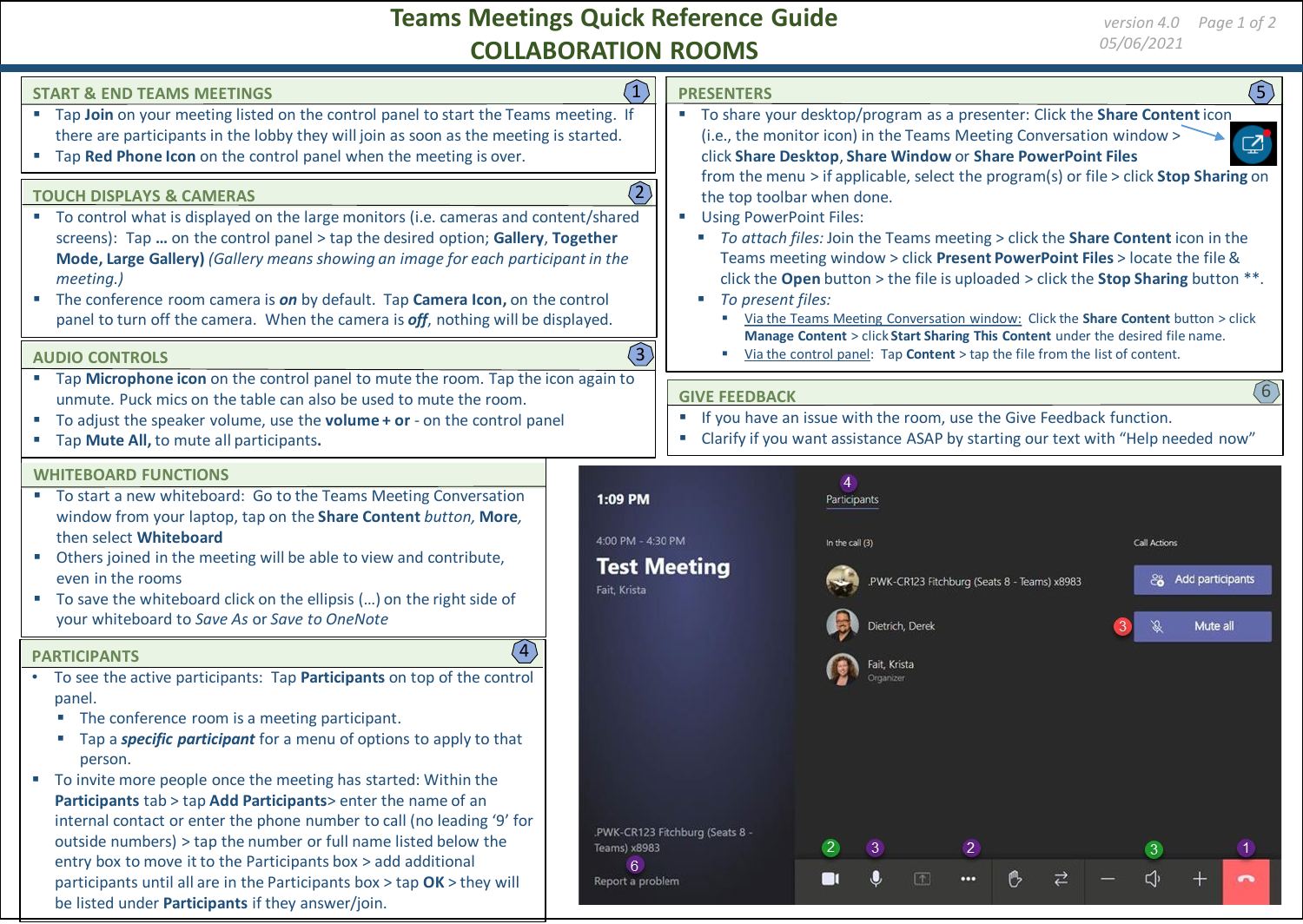# Teams Meetings Quick Reference Guide
## COLLABORATION ROOMS

version 4.0 05/06/2021

### START & END TEAMS MEETINGS (1)

- Tap **Join** on your meeting listed on the control panel to start the Teams meeting. If there are participants in the lobby they will join as soon as the meeting is started.
- Tap **Red Phone Icon** on the control panel when the meeting is over.

### TOUCH DISPLAYS & CAMERAS (2)

- To control what is displayed on the large monitors (i.e. cameras and content/shared screens): Tap **…** on the control panel > tap the desired option; **Gallery**, **Together Mode, Large Gallery)** *(Gallery means showing an image for each participant in the meeting.)*
- The conference room camera is ***on*** by default. Tap **Camera Icon,** on the control panel to turn off the camera. When the camera is ***off***, nothing will be displayed.

### AUDIO CONTROLS (3)

- Tap **Microphone icon** on the control panel to mute the room. Tap the icon again to unmute. Puck mics on the table can also be used to mute the room.
- To adjust the speaker volume, use the **volume + or** - on the control panel
- Tap **Mute All,** to mute all participants**.**

### WHITEBOARD FUNCTIONS

- To start a new whiteboard: Go to the Teams Meeting Conversation window from your laptop, tap on the **Share Content** *button*, **More**, then select **Whiteboard**
- Others joined in the meeting will be able to view and contribute, even in the rooms
- To save the whiteboard click on the ellipsis (…) on the right side of your whiteboard to *Save As* or *Save to OneNote*

### PARTICIPANTS (4)

- To see the active participants: Tap **Participants** on top of the control panel.
  - The conference room is a meeting participant.
  - Tap a ***specific participant*** for a menu of options to apply to that person.
- To invite more people once the meeting has started: Within the **Participants** tab > tap **Add Participants**> enter the name of an internal contact or enter the phone number to call (no leading '9' for outside numbers) > tap the number or full name listed below the entry box to move it to the Participants box > add additional participants until all are in the Participants box > tap **OK** > they will be listed under **Participants** if they answer/join.

### PRESENTERS (5)

- To share your desktop/program as a presenter: Click the **Share Content** icon (i.e., the monitor icon) in the Teams Meeting Conversation window > click **Share Desktop**, **Share Window** or **Share PowerPoint Files** from the menu > if applicable, select the program(s) or file > click **Stop Sharing** on the top toolbar when done.
- Using PowerPoint Files:
  - *To attach files:* Join the Teams meeting > click the **Share Content** icon in the Teams meeting window > click **Present PowerPoint Files** > locate the file & click the **Open** button > the file is uploaded > click the **Stop Sharing** button **.
  - *To present files:*
    - Via the Teams Meeting Conversation window: Click the **Share Content** button > click **Manage Content** > click **Start Sharing This Content** under the desired file name.
    - Via the control panel: Tap **Content** > tap the file from the list of content.

### GIVE FEEDBACK (6)

- If you have an issue with the room, use the Give Feedback function.
- Clarify if you want assistance ASAP by starting our text with "Help needed now"

1:09 PM

4:00 PM - 4:30 PM

**Test Meeting**

Fait, Krista

(4) Participants

In the call (3)

.PWK-CR123 Fitchburg (Seats 8 - Teams) x8983

Dietrich, Derek

Fait, Krista
Organizer

Call Actions

Add participants

(3) Mute all

.PWK-CR123 Fitchburg (Seats 8 - Teams) x8983

(6) Report a problem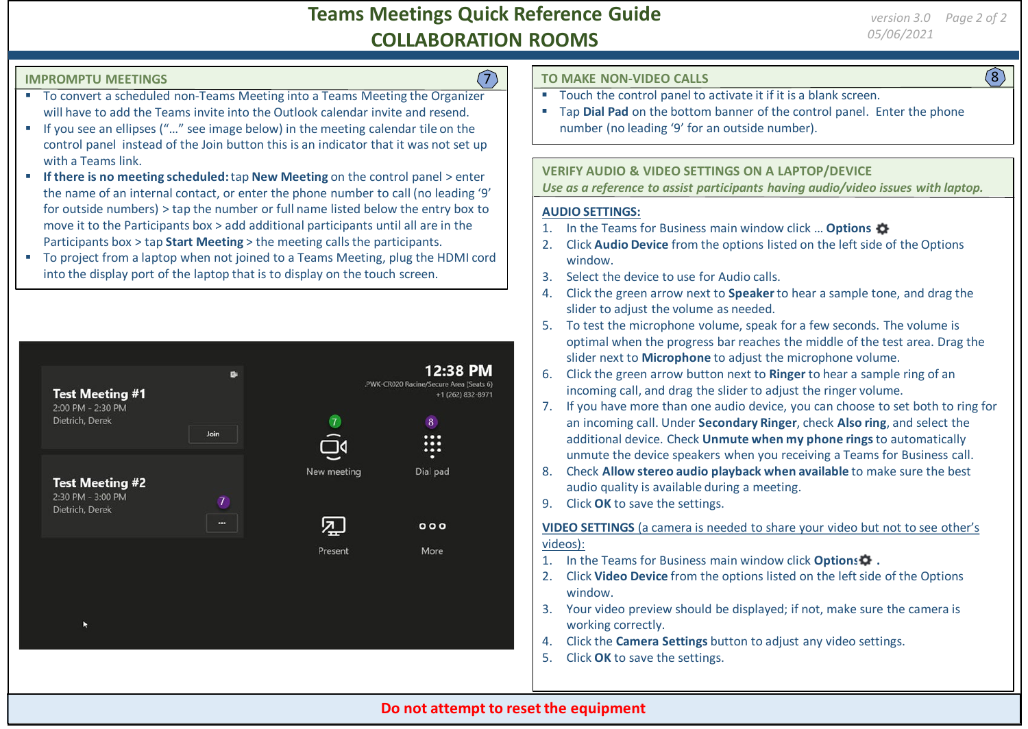# Teams Meetings Quick Reference Guide
# COLLABORATION ROOMS

version 3.0 05/06/2021

## IMPROMPTU MEETINGS (7)

- To convert a scheduled non-Teams Meeting into a Teams Meeting the Organizer will have to add the Teams invite into the Outlook calendar invite and resend.
- If you see an ellipses ("…" see image below) in the meeting calendar tile on the control panel instead of the Join button this is an indicator that it was not set up with a Teams link.
- **If there is no meeting scheduled:** tap **New Meeting** on the control panel > enter the name of an internal contact, or enter the phone number to call (no leading '9' for outside numbers) > tap the number or full name listed below the entry box to move it to the Participants box > add additional participants until all are in the Participants box > tap **Start Meeting** > the meeting calls the participants.
- To project from a laptop when not joined to a Teams Meeting, plug the HDMI cord into the display port of the laptop that is to display on the touch screen.

Test Meeting #1
2:00 PM - 2:30 PM
Dietrich, Derek
Join

Test Meeting #2
2:30 PM - 3:00 PM
Dietrich, Derek
7
…

12:38 PM
PWK-CR020 Racine/Secure Area (Seats 6)
+1 (262) 832-8971

7
New meeting

8
Dial pad

Present

More

## TO MAKE NON-VIDEO CALLS (8)

- Touch the control panel to activate it if it is a blank screen.
- Tap **Dial Pad** on the bottom banner of the control panel. Enter the phone number (no leading '9' for an outside number).

## VERIFY AUDIO & VIDEO SETTINGS ON A LAPTOP/DEVICE

*Use as a reference to assist participants having audio/video issues with laptop.*

### AUDIO SETTINGS:

1. In the Teams for Business main window click … **Options** ⚙
2. Click **Audio Device** from the options listed on the left side of the Options window.
3. Select the device to use for Audio calls.
4. Click the green arrow next to **Speaker** to hear a sample tone, and drag the slider to adjust the volume as needed.
5. To test the microphone volume, speak for a few seconds. The volume is optimal when the progress bar reaches the middle of the test area. Drag the slider next to **Microphone** to adjust the microphone volume.
6. Click the green arrow button next to **Ringer** to hear a sample ring of an incoming call, and drag the slider to adjust the ringer volume.
7. If you have more than one audio device, you can choose to set both to ring for an incoming call. Under **Secondary Ringer**, check **Also ring**, and select the additional device. Check **Unmute when my phone rings** to automatically unmute the device speakers when you receiving a Teams for Business call.
8. Check **Allow stereo audio playback when available** to make sure the best audio quality is available during a meeting.
9. Click **OK** to save the settings.

### VIDEO SETTINGS (a camera is needed to share your video but not to see other's videos):

1. In the Teams for Business main window click **Options**⚙ .
2. Click **Video Device** from the options listed on the left side of the Options window.
3. Your video preview should be displayed; if not, make sure the camera is working correctly.
4. Click the **Camera Settings** button to adjust any video settings.
5. Click **OK** to save the settings.

**Do not attempt to reset the equipment**